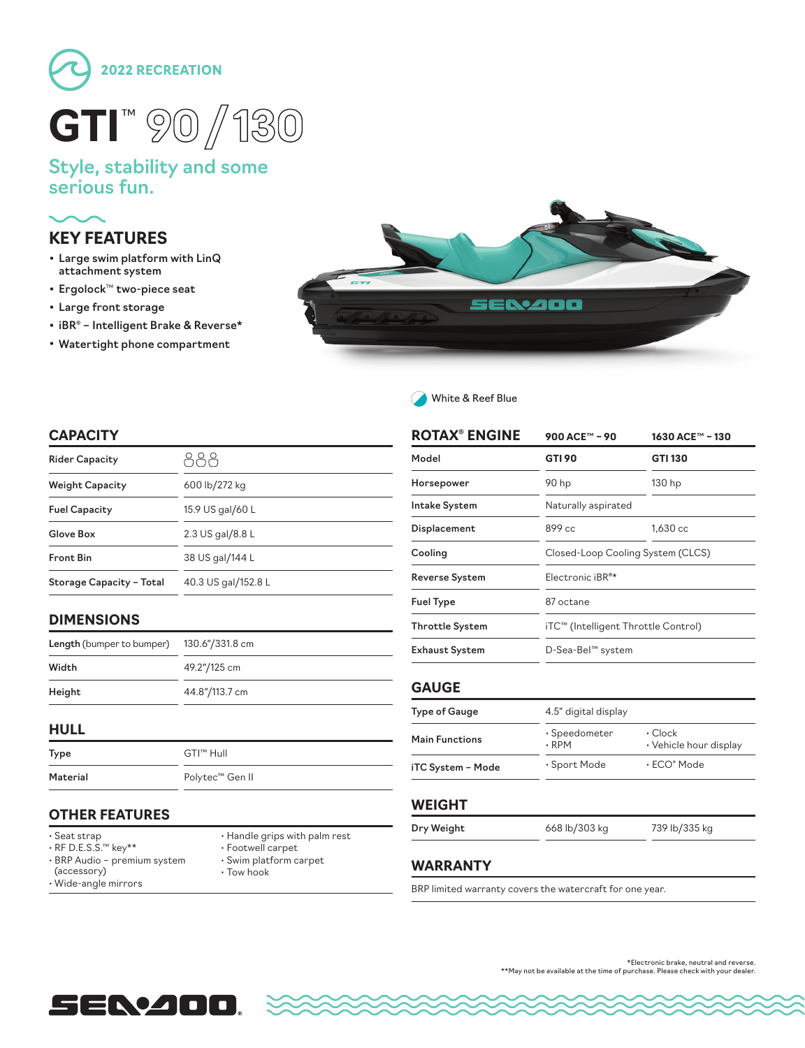## 2022 RECREATION

# GTI™ 90 / 130

## Style, stability and some serious fun.

## KEY FEATURES

- Large swim platform with LinQ attachment system
- Ergolock™ two-piece seat
- Large front storage
- iBR® – Intelligent Brake & Reverse*
- Watertight phone compartment

White & Reef Blue

## CAPACITY

| | |
|---|---|
| Rider Capacity | 3 |
| Weight Capacity | 600 lb/272 kg |
| Fuel Capacity | 15.9 US gal/60 L |
| Glove Box | 2.3 US gal/8.8 L |
| Front Bin | 38 US gal/144 L |
| Storage Capacity – Total | 40.3 US gal/152.8 L |

## DIMENSIONS

| | |
|---|---|
| **Length** (bumper to bumper) | 130.6"/331.8 cm |
| Width | 49.2"/125 cm |
| Height | 44.8"/113.7 cm |

## HULL

| | |
|---|---|
| Type | GTI™ Hull |
| Material | Polytec™ Gen II |

## OTHER FEATURES

- Seat strap
- RF D.E.S.S.™ key**
- BRP Audio – premium system (accessory)
- Wide-angle mirrors
- Handle grips with palm rest
- Footwell carpet
- Swim platform carpet
- Tow hook

## ROTAX® ENGINE

| | 900 ACE™ – 90 | 1630 ACE™ – 130 |
|---|---|---|
| Model | **GTI 90** | **GTI 130** |
| Horsepower | 90 hp | 130 hp |
| Intake System | Naturally aspirated | |
| Displacement | 899 cc | 1,630 cc |
| Cooling | Closed-Loop Cooling System (CLCS) | |
| Reverse System | Electronic iBR®* | |
| Fuel Type | 87 octane | |
| Throttle System | iTC™ (Intelligent Throttle Control) | |
| Exhaust System | D-Sea-Bel™ system | |

## GAUGE

| | | |
|---|---|---|
| Type of Gauge | 4.5" digital display | |
| Main Functions | • Speedometer<br>• RPM | • Clock<br>• Vehicle hour display |
| iTC System – Mode | • Sport Mode | • ECO® Mode |

## WEIGHT

| | | |
|---|---|---|
| Dry Weight | 668 lb/303 kg | 739 lb/335 kg |

## WARRANTY

BRP limited warranty covers the watercraft for one year.

*Electronic brake, neutral and reverse.
**May not be available at the time of purchase. Please check with your dealer.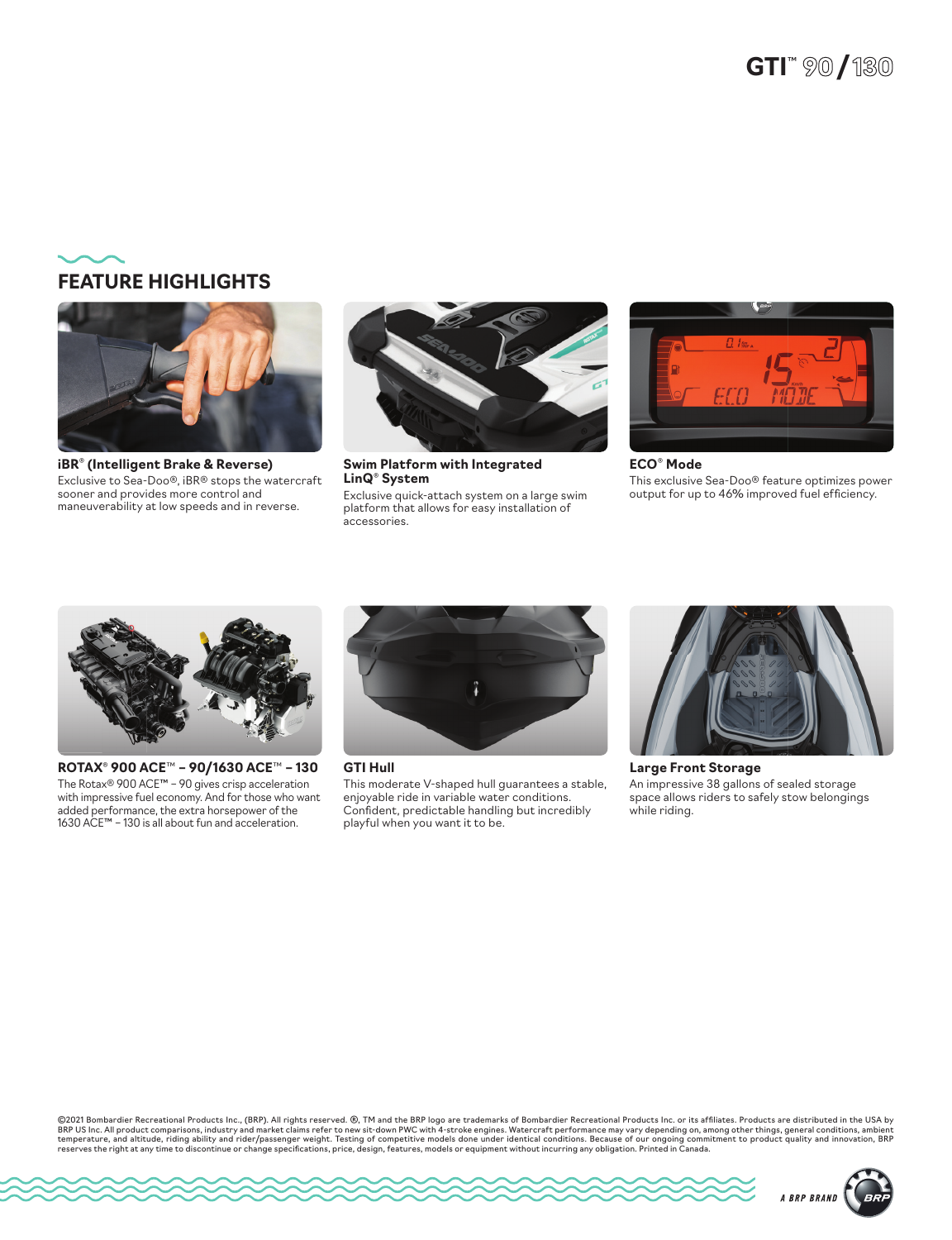# GTI™ 90 / 130

## FEATURE HIGHLIGHTS

**iBR® (Intelligent Brake & Reverse)**
Exclusive to Sea-Doo®, iBR® stops the watercraft sooner and provides more control and maneuverability at low speeds and in reverse.

**Swim Platform with Integrated LinQ® System**
Exclusive quick-attach system on a large swim platform that allows for easy installation of accessories.

**ECO® Mode**
This exclusive Sea-Doo® feature optimizes power output for up to 46% improved fuel efficiency.

**ROTAX® 900 ACE™ – 90/1630 ACE™ – 130**
The Rotax® 900 ACE™ – 90 gives crisp acceleration with impressive fuel economy. And for those who want added performance, the extra horsepower of the 1630 ACE™ – 130 is all about fun and acceleration.

**GTI Hull**
This moderate V-shaped hull guarantees a stable, enjoyable ride in variable water conditions. Confident, predictable handling but incredibly playful when you want it to be.

**Large Front Storage**
An impressive 38 gallons of sealed storage space allows riders to safely stow belongings while riding.

©2021 Bombardier Recreational Products Inc., (BRP). All rights reserved. ®, TM and the BRP logo are trademarks of Bombardier Recreational Products Inc. or its affiliates. Products are distributed in the USA by BRP US Inc. All product comparisons, industry and market claims refer to new sit-down PWC with 4-stroke engines. Watercraft performance may vary depending on, among other things, general conditions, ambient temperature, and altitude, riding ability and rider/passenger weight. Testing of competitive models done under identical conditions. Because of our ongoing commitment to product quality and innovation, BRP reserves the right at any time to discontinue or change specifications, price, design, features, models or equipment without incurring any obligation. Printed in Canada.

A BRP BRAND